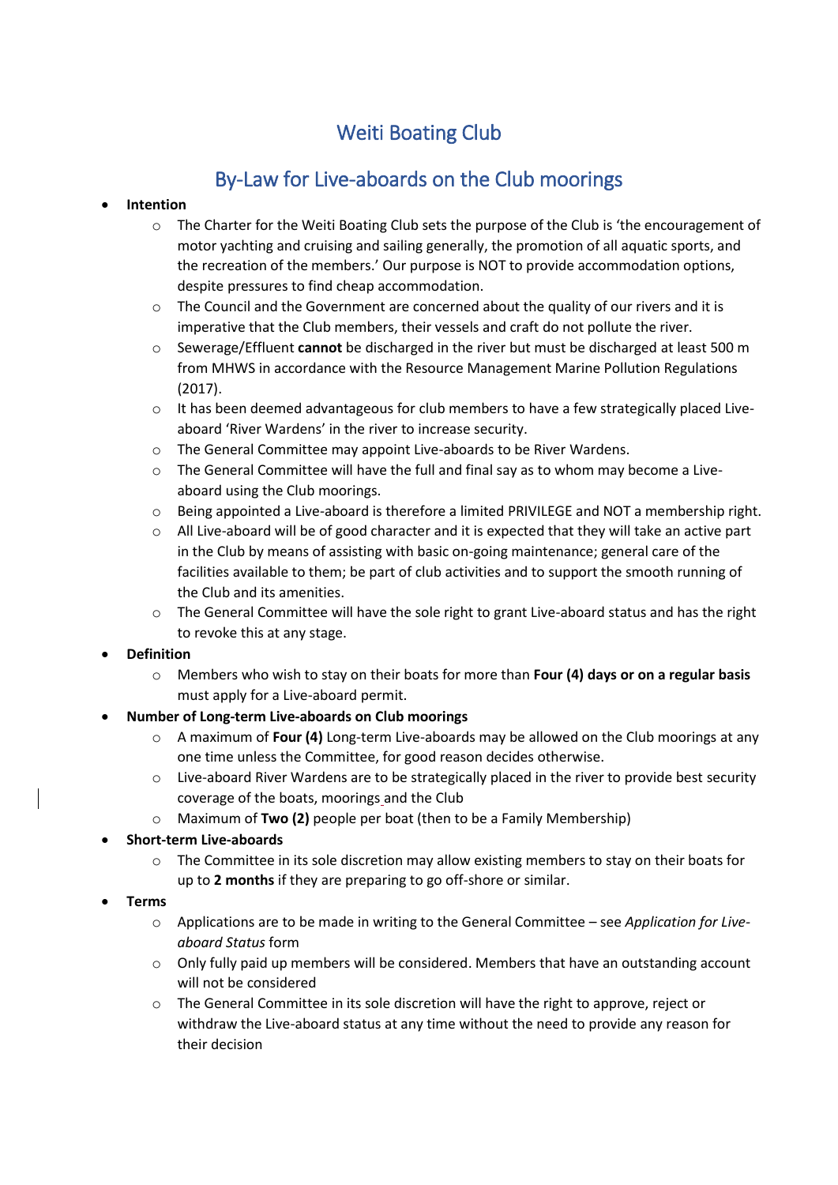# Weiti Boating Club

## By-Law for Live-aboards on the Club moorings

- **Intention**
  - The Charter for the Weiti Boating Club sets the purpose of the Club is 'the encouragement of motor yachting and cruising and sailing generally, the promotion of all aquatic sports, and the recreation of the members.' Our purpose is NOT to provide accommodation options, despite pressures to find cheap accommodation.
  - The Council and the Government are concerned about the quality of our rivers and it is imperative that the Club members, their vessels and craft do not pollute the river.
  - Sewerage/Effluent **cannot** be discharged in the river but must be discharged at least 500 m from MHWS in accordance with the Resource Management Marine Pollution Regulations (2017).
  - It has been deemed advantageous for club members to have a few strategically placed Live-aboard 'River Wardens' in the river to increase security.
  - The General Committee may appoint Live-aboards to be River Wardens.
  - The General Committee will have the full and final say as to whom may become a Live-aboard using the Club moorings.
  - Being appointed a Live-aboard is therefore a limited PRIVILEGE and NOT a membership right.
  - All Live-aboard will be of good character and it is expected that they will take an active part in the Club by means of assisting with basic on-going maintenance; general care of the facilities available to them; be part of club activities and to support the smooth running of the Club and its amenities.
  - The General Committee will have the sole right to grant Live-aboard status and has the right to revoke this at any stage.
- **Definition**
  - Members who wish to stay on their boats for more than **Four (4) days or on a regular basis** must apply for a Live-aboard permit.
- **Number of Long-term Live-aboards on Club moorings**
  - A maximum of **Four (4)** Long-term Live-aboards may be allowed on the Club moorings at any one time unless the Committee, for good reason decides otherwise.
  - Live-aboard River Wardens are to be strategically placed in the river to provide best security coverage of the boats, moorings and the Club
  - Maximum of **Two (2)** people per boat (then to be a Family Membership)
- **Short-term Live-aboards**
  - The Committee in its sole discretion may allow existing members to stay on their boats for up to **2 months** if they are preparing to go off-shore or similar.
- **Terms**
  - Applications are to be made in writing to the General Committee – see *Application for Live-aboard Status* form
  - Only fully paid up members will be considered. Members that have an outstanding account will not be considered
  - The General Committee in its sole discretion will have the right to approve, reject or withdraw the Live-aboard status at any time without the need to provide any reason for their decision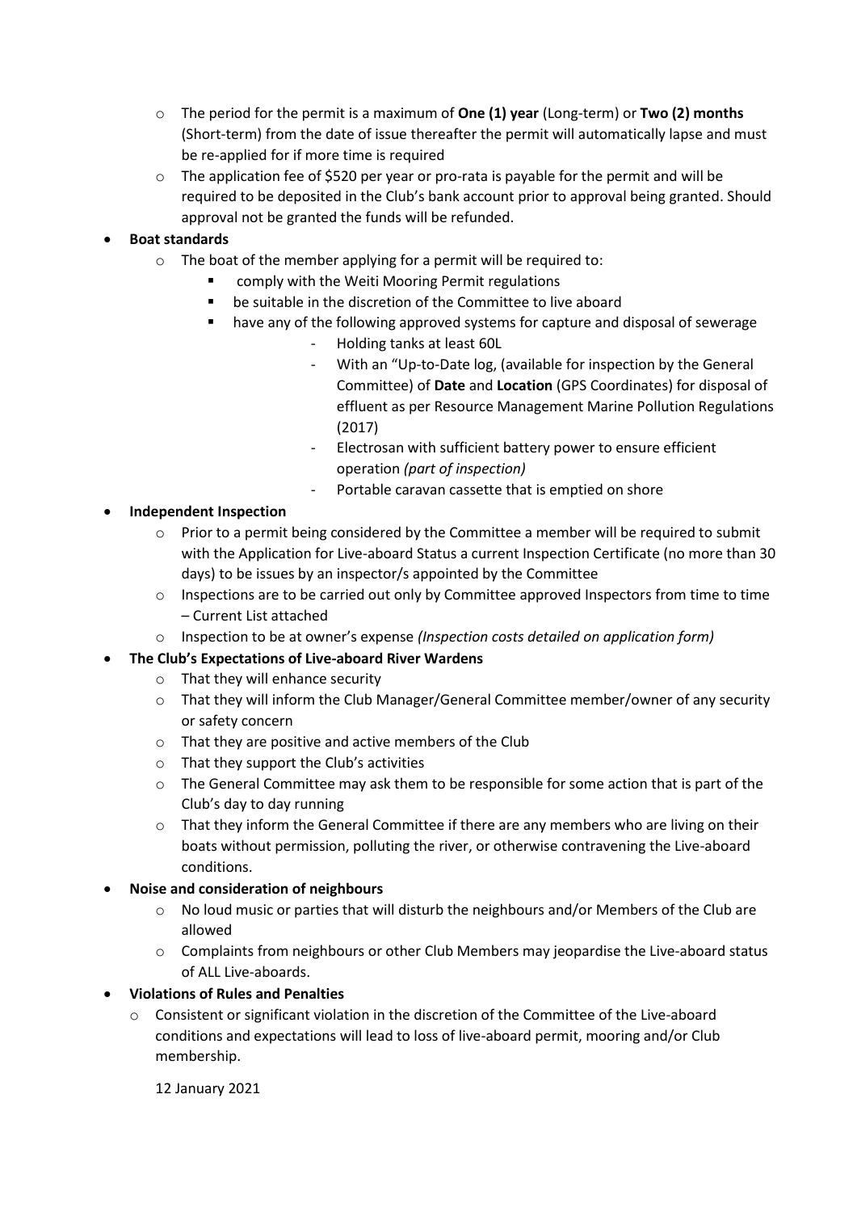- The period for the permit is a maximum of **One (1) year** (Long-term) or **Two (2) months** (Short-term) from the date of issue thereafter the permit will automatically lapse and must be re-applied for if more time is required
- The application fee of $520 per year or pro-rata is payable for the permit and will be required to be deposited in the Club's bank account prior to approval being granted. Should approval not be granted the funds will be refunded.

- **Boat standards**
  - The boat of the member applying for a permit will be required to:
    - comply with the Weiti Mooring Permit regulations
    - be suitable in the discretion of the Committee to live aboard
    - have any of the following approved systems for capture and disposal of sewerage
      - Holding tanks at least 60L
      - With an "Up-to-Date log, (available for inspection by the General Committee) of **Date** and **Location** (GPS Coordinates) for disposal of effluent as per Resource Management Marine Pollution Regulations (2017)
      - Electrosan with sufficient battery power to ensure efficient operation *(part of inspection)*
      - Portable caravan cassette that is emptied on shore

- **Independent Inspection**
  - Prior to a permit being considered by the Committee a member will be required to submit with the Application for Live-aboard Status a current Inspection Certificate (no more than 30 days) to be issues by an inspector/s appointed by the Committee
  - Inspections are to be carried out only by Committee approved Inspectors from time to time – Current List attached
  - Inspection to be at owner's expense *(Inspection costs detailed on application form)*

- **The Club's Expectations of Live-aboard River Wardens**
  - That they will enhance security
  - That they will inform the Club Manager/General Committee member/owner of any security or safety concern
  - That they are positive and active members of the Club
  - That they support the Club's activities
  - The General Committee may ask them to be responsible for some action that is part of the Club's day to day running
  - That they inform the General Committee if there are any members who are living on their boats without permission, polluting the river, or otherwise contravening the Live-aboard conditions.

- **Noise and consideration of neighbours**
  - No loud music or parties that will disturb the neighbours and/or Members of the Club are allowed
  - Complaints from neighbours or other Club Members may jeopardise the Live-aboard status of ALL Live-aboards.

- **Violations of Rules and Penalties**
  - Consistent or significant violation in the discretion of the Committee of the Live-aboard conditions and expectations will lead to loss of live-aboard permit, mooring and/or Club membership.

12 January 2021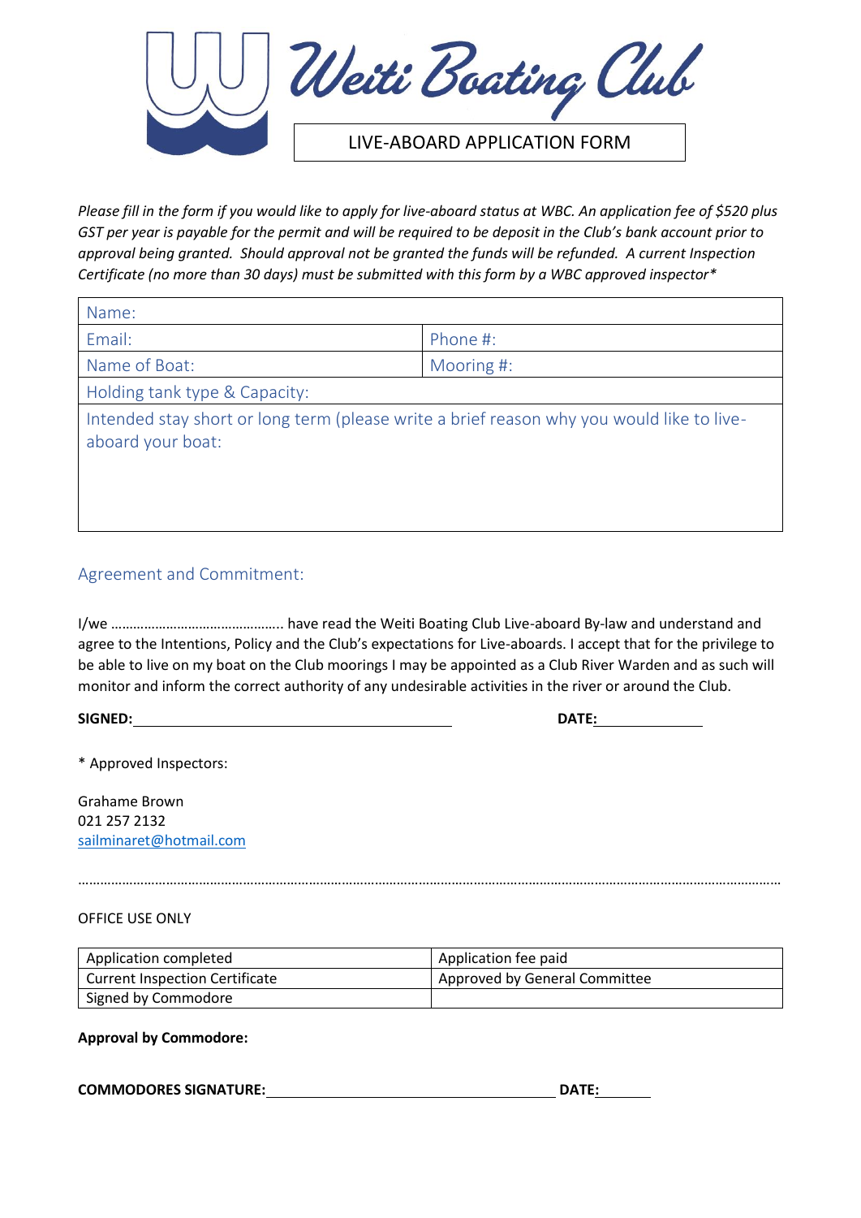# Weiti Boating Club

## LIVE-ABOARD APPLICATION FORM

*Please fill in the form if you would like to apply for live-aboard status at WBC. An application fee of $520 plus GST per year is payable for the permit and will be required to be deposit in the Club's bank account prior to approval being granted. Should approval not be granted the funds will be refunded. A current Inspection Certificate (no more than 30 days) must be submitted with this form by a WBC approved inspector**

| | |
|---|---|
| Name: | |
| Email: | Phone #: |
| Name of Boat: | Mooring #: |
| Holding tank type & Capacity: | |
| Intended stay short or long term (please write a brief reason why you would like to live-aboard your boat: | |

## Agreement and Commitment:

I/we ……………………………………….. have read the Weiti Boating Club Live-aboard By-law and understand and agree to the Intentions, Policy and the Club's expectations for Live-aboards. I accept that for the privilege to be able to live on my boat on the Club moorings I may be appointed as a Club River Warden and as such will monitor and inform the correct authority of any undesirable activities in the river or around the Club.

**SIGNED:** ______________________________ **DATE:** ____________

* Approved Inspectors:

Grahame Brown
021 257 2132
sailminaret@hotmail.com

………………………………………………………………………………………………………………………………………………………………

OFFICE USE ONLY

| | |
|---|---|
| Application completed | Application fee paid |
| Current Inspection Certificate | Approved by General Committee |
| Signed by Commodore | |

**Approval by Commodore:**

**COMMODORES SIGNATURE:** ______________________________ **DATE:** ________